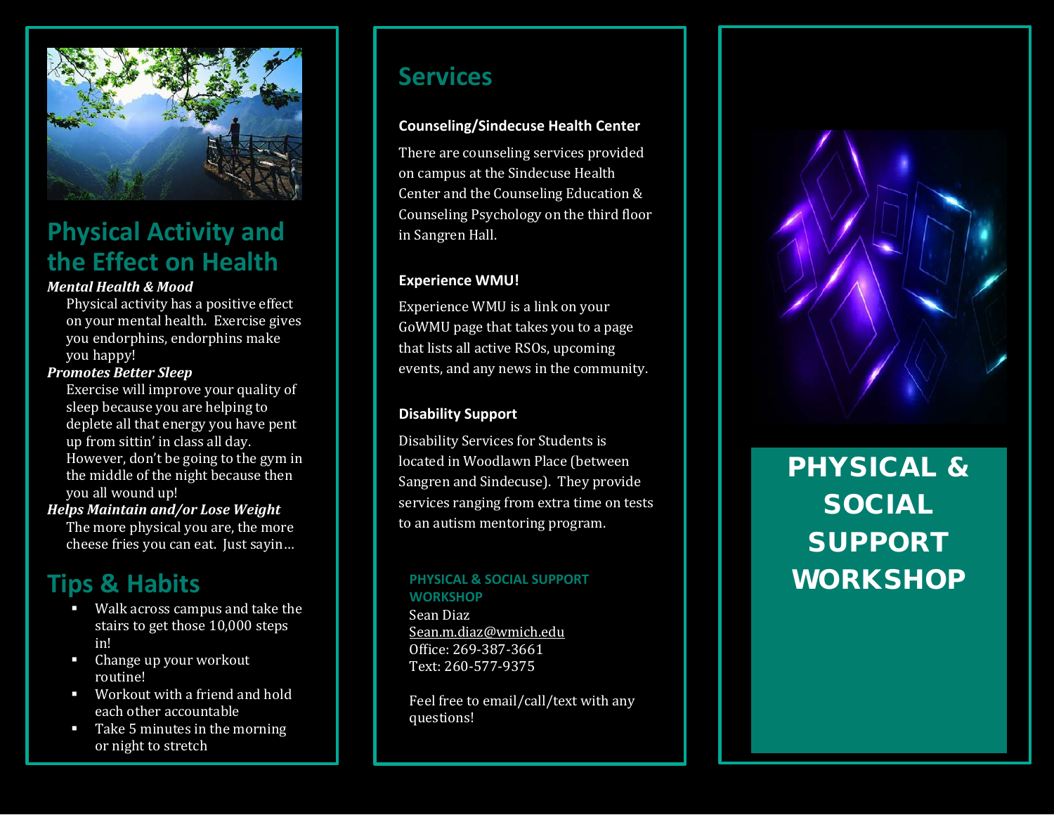## Physical Activity and the Effect on Health

***Mental Health & Mood***

Physical activity has a positive effect on your mental health. Exercise gives you endorphins, endorphins make you happy!

***Promotes Better Sleep***

Exercise will improve your quality of sleep because you are helping to deplete all that energy you have pent up from sittin' in class all day. However, don't be going to the gym in the middle of the night because then you all wound up!

***Helps Maintain and/or Lose Weight***

The more physical you are, the more cheese fries you can eat. Just sayin…

## Tips & Habits

- Walk across campus and take the stairs to get those 10,000 steps in!
- Change up your workout routine!
- Workout with a friend and hold each other accountable
- Take 5 minutes in the morning or night to stretch

## Services

**Counseling/Sindecuse Health Center**

There are counseling services provided on campus at the Sindecuse Health Center and the Counseling Education & Counseling Psychology on the third floor in Sangren Hall.

**Experience WMU!**

Experience WMU is a link on your GoWMU page that takes you to a page that lists all active RSOs, upcoming events, and any news in the community.

**Disability Support**

Disability Services for Students is located in Woodlawn Place (between Sangren and Sindecuse). They provide services ranging from extra time on tests to an autism mentoring program.

**PHYSICAL & SOCIAL SUPPORT WORKSHOP**
Sean Diaz
Sean.m.diaz@wmich.edu
Office: 269-387-3661
Text: 260-577-9375

Feel free to email/call/text with any questions!

# PHYSICAL & SOCIAL SUPPORT WORKSHOP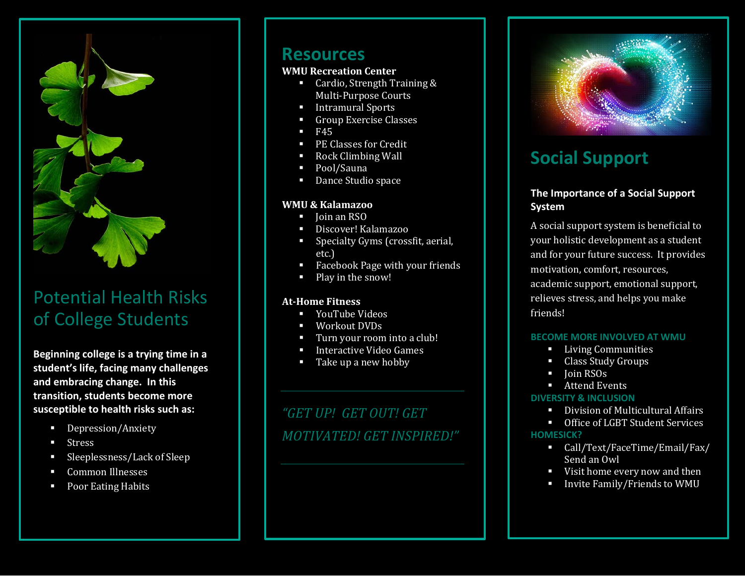## Potential Health Risks of College Students

**Beginning college is a trying time in a student's life, facing many challenges and embracing change. In this transition, students become more susceptible to health risks such as:**

- Depression/Anxiety
- Stress
- Sleeplessness/Lack of Sleep
- Common Illnesses
- Poor Eating Habits

## Resources

**WMU Recreation Center**

- Cardio, Strength Training & Multi-Purpose Courts
- Intramural Sports
- Group Exercise Classes
- F45
- PE Classes for Credit
- Rock Climbing Wall
- Pool/Sauna
- Dance Studio space

**WMU & Kalamazoo**

- Join an RSO
- Discover! Kalamazoo
- Specialty Gyms (crossfit, aerial, etc.)
- Facebook Page with your friends
- Play in the snow!

**At-Home Fitness**

- YouTube Videos
- Workout DVDs
- Turn your room into a club!
- Interactive Video Games
- Take up a new hobby

---

*"GET UP! GET OUT! GET MOTIVATED! GET INSPIRED!"*

---

## Social Support

**The Importance of a Social Support System**

A social support system is beneficial to your holistic development as a student and for your future success. It provides motivation, comfort, resources, academic support, emotional support, relieves stress, and helps you make friends!

**BECOME MORE INVOLVED AT WMU**

- Living Communities
- Class Study Groups
- Join RSOs
- Attend Events

**DIVERSITY & INCLUSION**

- Division of Multicultural Affairs
- Office of LGBT Student Services

**HOMESICK?**

- Call/Text/FaceTime/Email/Fax/ Send an Owl
- Visit home every now and then
- Invite Family/Friends to WMU